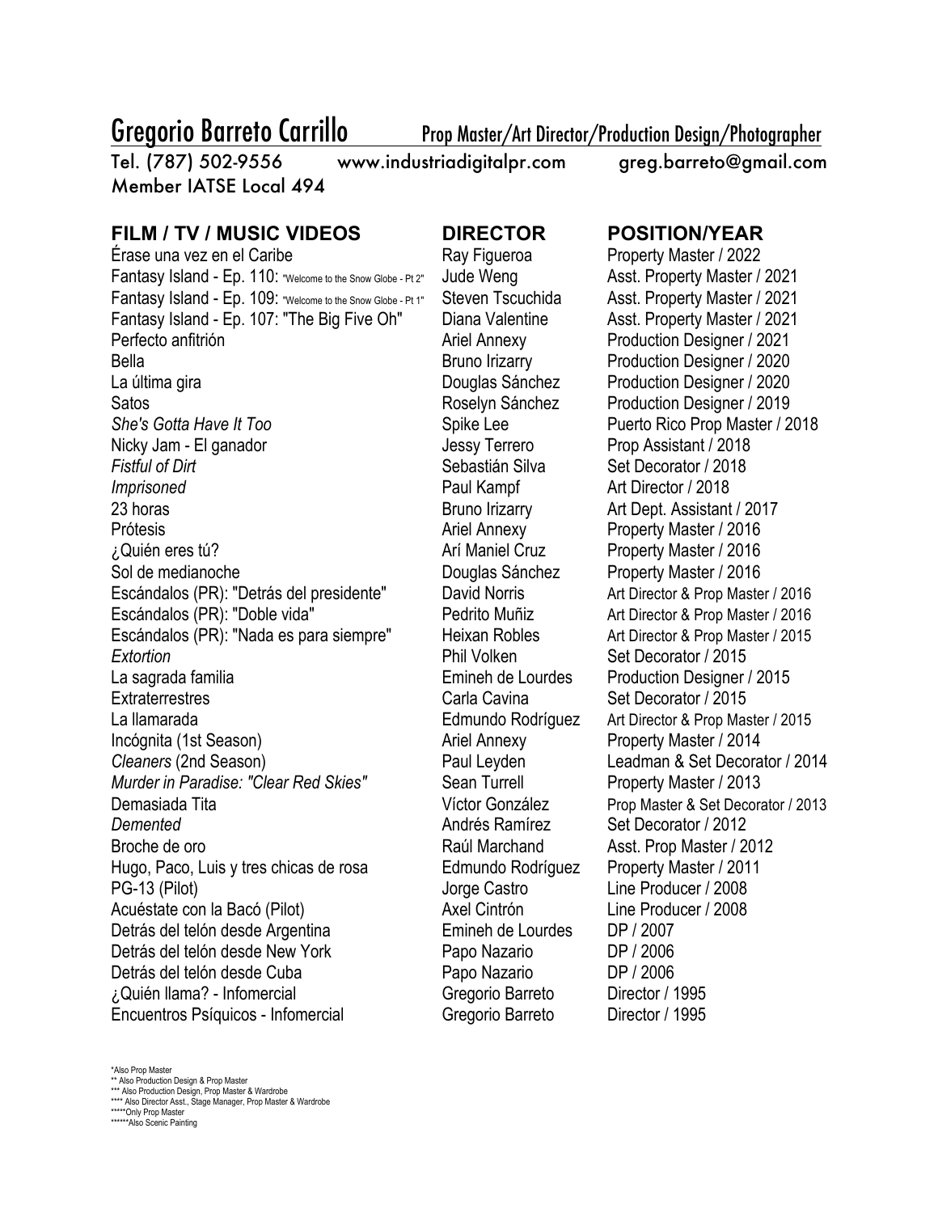# Gregorio Barreto Carrillo

Prop Master/Art Director/Production Design/Photographer

Tel. (787) 502-9556 www.industriadigitalpr.com greg.barreto@gmail.com
Member IATSE Local 494

| FILM / TV / MUSIC VIDEOS | DIRECTOR | POSITION/YEAR |
|---|---|---|
| Érase una vez en el Caribe | Ray Figueroa | Property Master / 2022 |
| Fantasy Island - Ep. 110: "Welcome to the Snow Globe - Pt 2" | Jude Weng | Asst. Property Master / 2021 |
| Fantasy Island - Ep. 109: "Welcome to the Snow Globe - Pt 1" | Steven Tscuchida | Asst. Property Master / 2021 |
| Fantasy Island - Ep. 107: "The Big Five Oh" | Diana Valentine | Asst. Property Master / 2021 |
| Perfecto anfitrión | Ariel Annexy | Production Designer / 2021 |
| Bella | Bruno Irizarry | Production Designer / 2020 |
| La última gira | Douglas Sánchez | Production Designer / 2020 |
| Satos | Roselyn Sánchez | Production Designer / 2019 |
| *She's Gotta Have It Too* | Spike Lee | Puerto Rico Prop Master / 2018 |
| Nicky Jam - El ganador | Jessy Terrero | Prop Assistant / 2018 |
| *Fistful of Dirt* | Sebastián Silva | Set Decorator / 2018 |
| *Imprisoned* | Paul Kampf | Art Director / 2018 |
| 23 horas | Bruno Irizarry | Art Dept. Assistant / 2017 |
| Prótesis | Ariel Annexy | Property Master / 2016 |
| ¿Quién eres tú? | Arí Maniel Cruz | Property Master / 2016 |
| Sol de medianoche | Douglas Sánchez | Property Master / 2016 |
| Escándalos (PR): "Detrás del presidente" | David Norris | Art Director & Prop Master / 2016 |
| Escándalos (PR): "Doble vida" | Pedrito Muñiz | Art Director & Prop Master / 2016 |
| Escándalos (PR): "Nada es para siempre" | Heixan Robles | Art Director & Prop Master / 2015 |
| *Extortion* | Phil Volken | Set Decorator / 2015 |
| La sagrada familia | Emineh de Lourdes | Production Designer / 2015 |
| Extraterrestres | Carla Cavina | Set Decorator / 2015 |
| La llamarada | Edmundo Rodríguez | Art Director & Prop Master / 2015 |
| Incógnita (1st Season) | Ariel Annexy | Property Master / 2014 |
| *Cleaners* (2nd Season) | Paul Leyden | Leadman & Set Decorator / 2014 |
| *Murder in Paradise: "Clear Red Skies"* | Sean Turrell | Property Master / 2013 |
| Demasiada Tita | Víctor González | Prop Master & Set Decorator / 2013 |
| *Demented* | Andrés Ramírez | Set Decorator / 2012 |
| Broche de oro | Raúl Marchand | Asst. Prop Master / 2012 |
| Hugo, Paco, Luis y tres chicas de rosa | Edmundo Rodríguez | Property Master / 2011 |
| PG-13 (Pilot) | Jorge Castro | Line Producer / 2008 |
| Acuéstate con la Bacó (Pilot) | Axel Cintrón | Line Producer / 2008 |
| Detrás del telón desde Argentina | Emineh de Lourdes | DP / 2007 |
| Detrás del telón desde New York | Papo Nazario | DP / 2006 |
| Detrás del telón desde Cuba | Papo Nazario | DP / 2006 |
| ¿Quién llama? - Infomercial | Gregorio Barreto | Director / 1995 |
| Encuentros Psíquicos - Infomercial | Gregorio Barreto | Director / 1995 |

*Also Prop Master
** Also Production Design & Prop Master
*** Also Production Design, Prop Master & Wardrobe
**** Also Director Asst., Stage Manager, Prop Master & Wardrobe
*****Only Prop Master
******Also Scenic Painting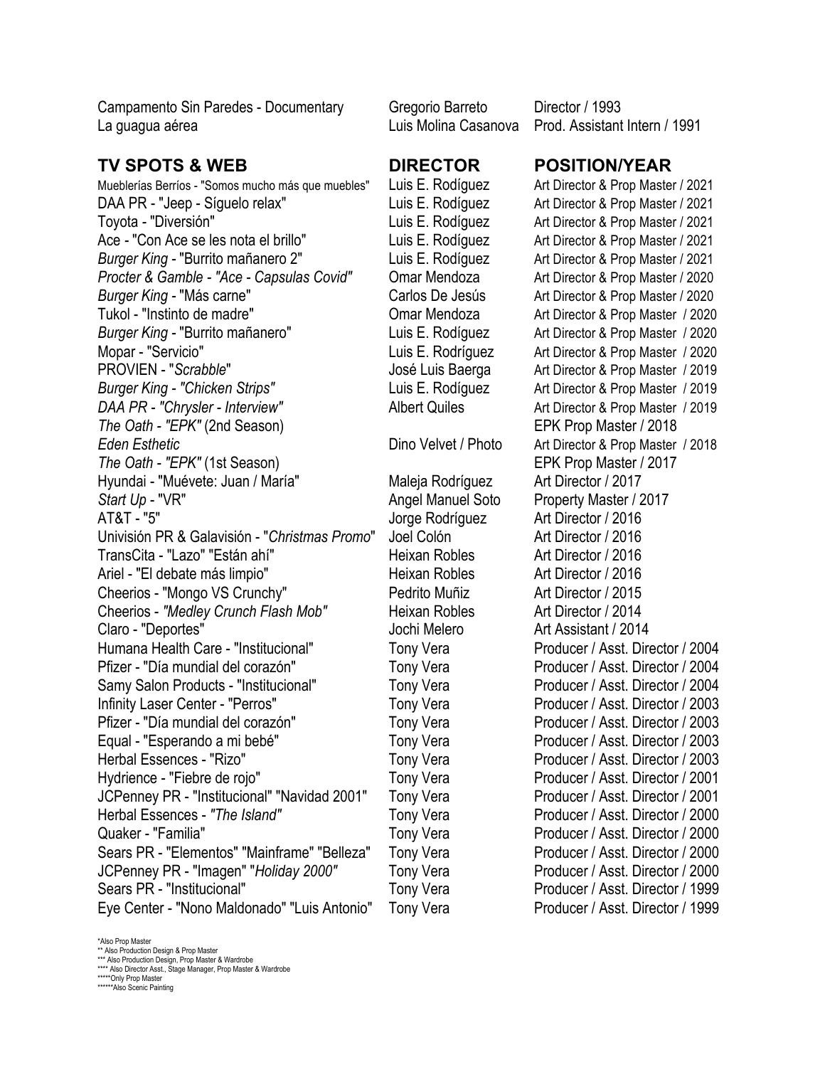| | | |
|---|---|---|
| Campamento Sin Paredes - Documentary | Gregorio Barreto | Director / 1993 |
| La guagua aérea | Luis Molina Casanova | Prod. Assistant Intern / 1991 |

| **TV SPOTS & WEB** | **DIRECTOR** | **POSITION/YEAR** |
|---|---|---|
| Mueblerías Berríos - "Somos mucho más que muebles" | Luis E. Rodíguez | Art Director & Prop Master / 2021 |
| DAA PR - "Jeep - Síguelo relax" | Luis E. Rodíguez | Art Director & Prop Master / 2021 |
| Toyota - "Diversión" | Luis E. Rodíguez | Art Director & Prop Master / 2021 |
| Ace - "Con Ace se les nota el brillo" | Luis E. Rodíguez | Art Director & Prop Master / 2021 |
| *Burger King* - "Burrito mañanero 2" | Luis E. Rodíguez | Art Director & Prop Master / 2021 |
| *Procter & Gamble - "Ace - Capsulas Covid"* | Omar Mendoza | Art Director & Prop Master / 2020 |
| *Burger King* - "Más carne" | Carlos De Jesús | Art Director & Prop Master / 2020 |
| Tukol - "Instinto de madre" | Omar Mendoza | Art Director & Prop Master / 2020 |
| *Burger King* - "Burrito mañanero" | Luis E. Rodíguez | Art Director & Prop Master / 2020 |
| Mopar - "Servicio" | Luis E. Rodríguez | Art Director & Prop Master / 2020 |
| PROVIEN - "*Scrabble*" | José Luis Baerga | Art Director & Prop Master / 2019 |
| *Burger King - "Chicken Strips"* | Luis E. Rodíguez | Art Director & Prop Master / 2019 |
| *DAA PR - "Chrysler - Interview"* | Albert Quiles | Art Director & Prop Master / 2019 |
| *The Oath - "EPK"* (2nd Season) | | EPK Prop Master / 2018 |
| *Eden Esthetic* | Dino Velvet / Photo | Art Director & Prop Master / 2018 |
| *The Oath - "EPK"* (1st Season) | | EPK Prop Master / 2017 |
| Hyundai - "Muévete: Juan / María" | Maleja Rodríguez | Art Director / 2017 |
| *Start Up* - "VR" | Angel Manuel Soto | Property Master / 2017 |
| AT&T - "5" | Jorge Rodríguez | Art Director / 2016 |
| Univisión PR & Galavisión - "*Christmas Promo*" | Joel Colón | Art Director / 2016 |
| TransCita - "Lazo" "Están ahí" | Heixan Robles | Art Director / 2016 |
| Ariel - "El debate más limpio" | Heixan Robles | Art Director / 2016 |
| Cheerios - "Mongo VS Crunchy" | Pedrito Muñiz | Art Director / 2015 |
| Cheerios - *"Medley Crunch Flash Mob"* | Heixan Robles | Art Director / 2014 |
| Claro - "Deportes" | Jochi Melero | Art Assistant / 2014 |
| Humana Health Care - "Institucional" | Tony Vera | Producer / Asst. Director / 2004 |
| Pfizer - "Día mundial del corazón" | Tony Vera | Producer / Asst. Director / 2004 |
| Samy Salon Products - "Institucional" | Tony Vera | Producer / Asst. Director / 2004 |
| Infinity Laser Center - "Perros" | Tony Vera | Producer / Asst. Director / 2003 |
| Pfizer - "Día mundial del corazón" | Tony Vera | Producer / Asst. Director / 2003 |
| Equal - "Esperando a mi bebé" | Tony Vera | Producer / Asst. Director / 2003 |
| Herbal Essences - "Rizo" | Tony Vera | Producer / Asst. Director / 2003 |
| Hydrience - "Fiebre de rojo" | Tony Vera | Producer / Asst. Director / 2001 |
| JCPenney PR - "Institucional" "Navidad 2001" | Tony Vera | Producer / Asst. Director / 2001 |
| Herbal Essences - *"The Island"* | Tony Vera | Producer / Asst. Director / 2000 |
| Quaker - "Familia" | Tony Vera | Producer / Asst. Director / 2000 |
| Sears PR - "Elementos" "Mainframe" "Belleza" | Tony Vera | Producer / Asst. Director / 2000 |
| JCPenney PR - "Imagen" "*Holiday 2000"* | Tony Vera | Producer / Asst. Director / 2000 |
| Sears PR - "Institucional" | Tony Vera | Producer / Asst. Director / 1999 |
| Eye Center - "Nono Maldonado" "Luis Antonio" | Tony Vera | Producer / Asst. Director / 1999 |

*Also Prop Master
** Also Production Design & Prop Master
*** Also Production Design, Prop Master & Wardrobe
**** Also Director Asst., Stage Manager, Prop Master & Wardrobe
*****Only Prop Master
******Also Scenic Painting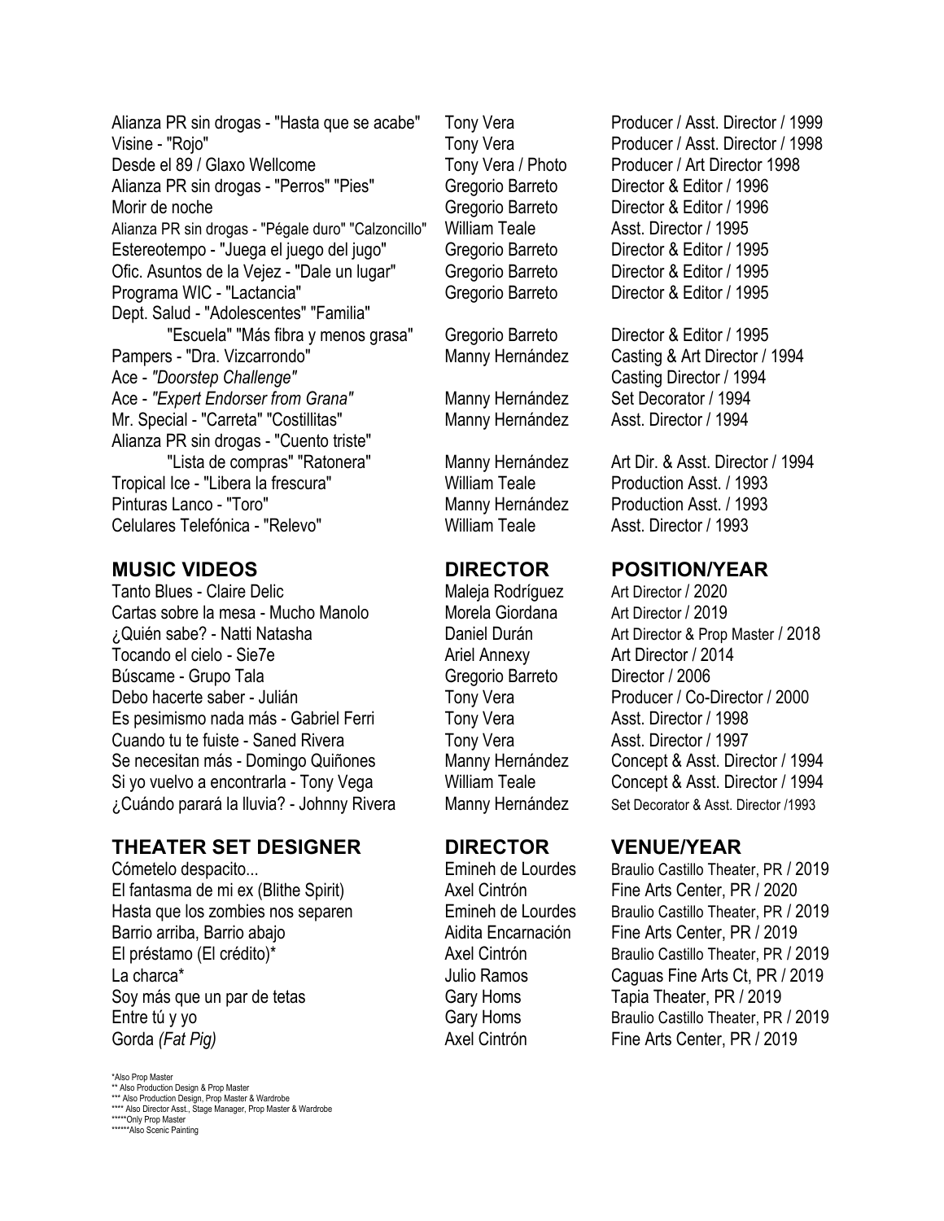| | | |
|---|---|---|
| Alianza PR sin drogas - "Hasta que se acabe" | Tony Vera | Producer / Asst. Director / 1999 |
| Visine - "Rojo" | Tony Vera | Producer / Asst. Director / 1998 |
| Desde el 89 / Glaxo Wellcome | Tony Vera / Photo | Producer / Art Director 1998 |
| Alianza PR sin drogas - "Perros" "Pies" | Gregorio Barreto | Director & Editor / 1996 |
| Morir de noche | Gregorio Barreto | Director & Editor / 1996 |
| Alianza PR sin drogas - "Pégale duro" "Calzoncillo" | William Teale | Asst. Director / 1995 |
| Estereotempo - "Juega el juego del jugo" | Gregorio Barreto | Director & Editor / 1995 |
| Ofic. Asuntos de la Vejez - "Dale un lugar" | Gregorio Barreto | Director & Editor / 1995 |
| Programa WIC - "Lactancia" | Gregorio Barreto | Director & Editor / 1995 |
| Dept. Salud - "Adolescentes" "Familia" "Escuela" "Más fibra y menos grasa" | Gregorio Barreto | Director & Editor / 1995 |
| Pampers - "Dra. Vizcarrondo" | Manny Hernández | Casting & Art Director / 1994 |
| Ace - *"Doorstep Challenge"* | | Casting Director / 1994 |
| Ace - *"Expert Endorser from Grana"* | Manny Hernández | Set Decorator / 1994 |
| Mr. Special - "Carreta" "Costillitas" | Manny Hernández | Asst. Director / 1994 |
| Alianza PR sin drogas - "Cuento triste" "Lista de compras" "Ratonera" | Manny Hernández | Art Dir. & Asst. Director / 1994 |
| Tropical Ice - "Libera la frescura" | William Teale | Production Asst. / 1993 |
| Pinturas Lanco - "Toro" | Manny Hernández | Production Asst. / 1993 |
| Celulares Telefónica - "Relevo" | William Teale | Asst. Director / 1993 |

| MUSIC VIDEOS | DIRECTOR | POSITION/YEAR |
|---|---|---|
| Tanto Blues - Claire Delic | Maleja Rodríguez | Art Director / 2020 |
| Cartas sobre la mesa - Mucho Manolo | Morela Giordana | Art Director / 2019 |
| ¿Quién sabe? - Natti Natasha | Daniel Durán | Art Director & Prop Master / 2018 |
| Tocando el cielo - Sie7e | Ariel Annexy | Art Director / 2014 |
| Búscame - Grupo Tala | Gregorio Barreto | Director / 2006 |
| Debo hacerte saber - Julián | Tony Vera | Producer / Co-Director / 2000 |
| Es pesimismo nada más - Gabriel Ferri | Tony Vera | Asst. Director / 1998 |
| Cuando tu te fuiste - Saned Rivera | Tony Vera | Asst. Director / 1997 |
| Se necesitan más - Domingo Quiñones | Manny Hernández | Concept & Asst. Director / 1994 |
| Si yo vuelvo a encontrarla - Tony Vega | William Teale | Concept & Asst. Director / 1994 |
| ¿Cuándo parará la lluvia? - Johnny Rivera | Manny Hernández | Set Decorator & Asst. Director /1993 |

| THEATER SET DESIGNER | DIRECTOR | VENUE/YEAR |
|---|---|---|
| Cómetelo despacito... | Emineh de Lourdes | Braulio Castillo Theater, PR / 2019 |
| El fantasma de mi ex (Blithe Spirit) | Axel Cintrón | Fine Arts Center, PR / 2020 |
| Hasta que los zombies nos separen | Emineh de Lourdes | Braulio Castillo Theater, PR / 2019 |
| Barrio arriba, Barrio abajo | Aidita Encarnación | Fine Arts Center, PR / 2019 |
| El préstamo (El crédito)* | Axel Cintrón | Braulio Castillo Theater, PR / 2019 |
| La charca* | Julio Ramos | Caguas Fine Arts Ct, PR / 2019 |
| Soy más que un par de tetas | Gary Homs | Tapia Theater, PR / 2019 |
| Entre tú y yo | Gary Homs | Braulio Castillo Theater, PR / 2019 |
| Gorda *(Fat Pig)* | Axel Cintrón | Fine Arts Center, PR / 2019 |

*Also Prop Master
** Also Production Design & Prop Master
*** Also Production Design, Prop Master & Wardrobe
**** Also Director Asst., Stage Manager, Prop Master & Wardrobe
*****Only Prop Master
******Also Scenic Painting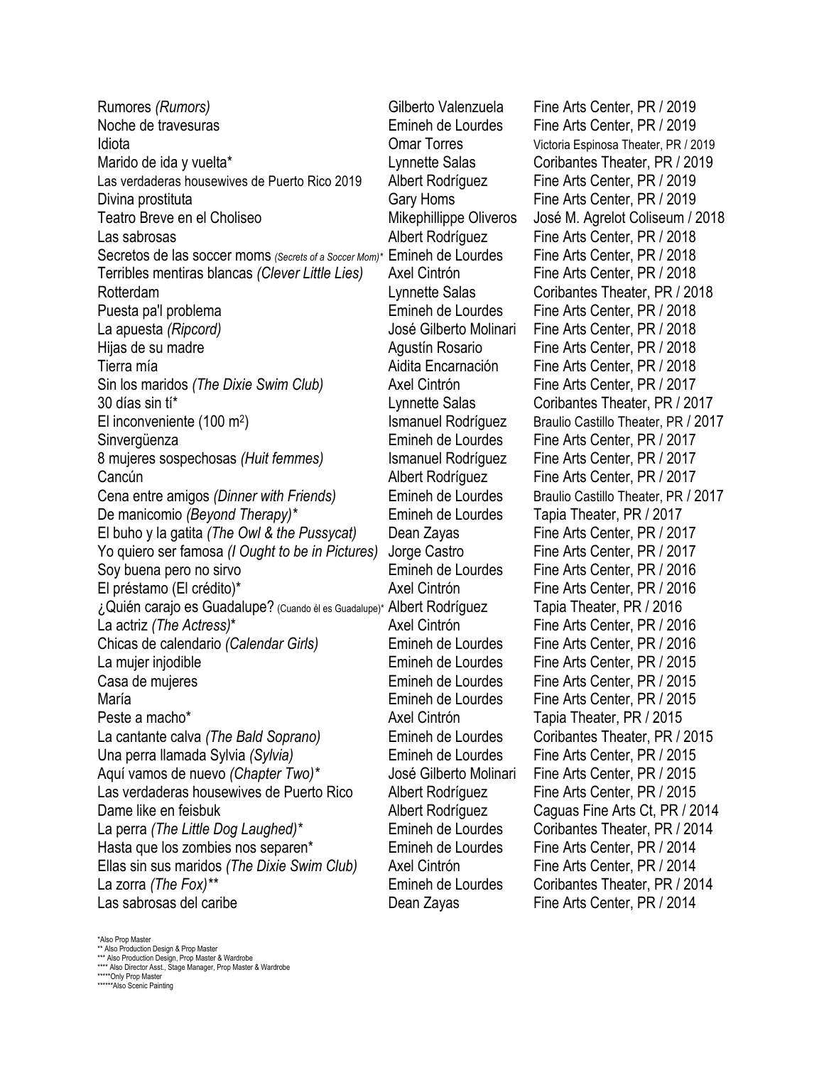| | | |
|---|---|---|
| Rumores *(Rumors)* | Gilberto Valenzuela | Fine Arts Center, PR / 2019 |
| Noche de travesuras | Emineh de Lourdes | Fine Arts Center, PR / 2019 |
| Idiota | Omar Torres | Victoria Espinosa Theater, PR / 2019 |
| Marido de ida y vuelta* | Lynnette Salas | Coribantes Theater, PR / 2019 |
| Las verdaderas housewives de Puerto Rico 2019 | Albert Rodríguez | Fine Arts Center, PR / 2019 |
| Divina prostituta | Gary Homs | Fine Arts Center, PR / 2019 |
| Teatro Breve en el Choliseo | Mikephillippe Oliveros | José M. Agrelot Coliseum / 2018 |
| Las sabrosas | Albert Rodríguez | Fine Arts Center, PR / 2018 |
| Secretos de las soccer moms *(Secrets of a Soccer Mom)** | Emineh de Lourdes | Fine Arts Center, PR / 2018 |
| Terribles mentiras blancas *(Clever Little Lies)* | Axel Cintrón | Fine Arts Center, PR / 2018 |
| Rotterdam | Lynnette Salas | Coribantes Theater, PR / 2018 |
| Puesta pa'l problema | Emineh de Lourdes | Fine Arts Center, PR / 2018 |
| La apuesta *(Ripcord)* | José Gilberto Molinari | Fine Arts Center, PR / 2018 |
| Hijas de su madre | Agustín Rosario | Fine Arts Center, PR / 2018 |
| Tierra mía | Aidita Encarnación | Fine Arts Center, PR / 2018 |
| Sin los maridos *(The Dixie Swim Club)* | Axel Cintrón | Fine Arts Center, PR / 2017 |
| 30 días sin tí* | Lynnette Salas | Coribantes Theater, PR / 2017 |
| El inconveniente (100 $m^2$) | Ismanuel Rodríguez | Braulio Castillo Theater, PR / 2017 |
| Sinvergüenza | Emineh de Lourdes | Fine Arts Center, PR / 2017 |
| 8 mujeres sospechosas *(Huit femmes)* | Ismanuel Rodríguez | Fine Arts Center, PR / 2017 |
| Cancún | Albert Rodríguez | Fine Arts Center, PR / 2017 |
| Cena entre amigos *(Dinner with Friends)* | Emineh de Lourdes | Braulio Castillo Theater, PR / 2017 |
| De manicomio *(Beyond Therapy)** | Emineh de Lourdes | Tapia Theater, PR / 2017 |
| El buho y la gatita *(The Owl & the Pussycat)* | Dean Zayas | Fine Arts Center, PR / 2017 |
| Yo quiero ser famosa *(I Ought to be in Pictures)* | Jorge Castro | Fine Arts Center, PR / 2017 |
| Soy buena pero no sirvo | Emineh de Lourdes | Fine Arts Center, PR / 2016 |
| El préstamo (El crédito)* | Axel Cintrón | Fine Arts Center, PR / 2016 |
| ¿Quién carajo es Guadalupe? (Cuando él es Guadalupe)* | Albert Rodríguez | Tapia Theater, PR / 2016 |
| La actriz *(The Actress)** | Axel Cintrón | Fine Arts Center, PR / 2016 |
| Chicas de calendario *(Calendar Girls)* | Emineh de Lourdes | Fine Arts Center, PR / 2016 |
| La mujer injodible | Emineh de Lourdes | Fine Arts Center, PR / 2015 |
| Casa de mujeres | Emineh de Lourdes | Fine Arts Center, PR / 2015 |
| María | Emineh de Lourdes | Fine Arts Center, PR / 2015 |
| Peste a macho* | Axel Cintrón | Tapia Theater, PR / 2015 |
| La cantante calva *(The Bald Soprano)* | Emineh de Lourdes | Coribantes Theater, PR / 2015 |
| Una perra llamada Sylvia *(Sylvia)* | Emineh de Lourdes | Fine Arts Center, PR / 2015 |
| Aquí vamos de nuevo *(Chapter Two)** | José Gilberto Molinari | Fine Arts Center, PR / 2015 |
| Las verdaderas housewives de Puerto Rico | Albert Rodríguez | Fine Arts Center, PR / 2015 |
| Dame like en feisbuk | Albert Rodríguez | Caguas Fine Arts Ct, PR / 2014 |
| La perra *(The Little Dog Laughed)** | Emineh de Lourdes | Coribantes Theater, PR / 2014 |
| Hasta que los zombies nos separen* | Emineh de Lourdes | Fine Arts Center, PR / 2014 |
| Ellas sin sus maridos *(The Dixie Swim Club)* | Axel Cintrón | Fine Arts Center, PR / 2014 |
| La zorra *(The Fox)*** | Emineh de Lourdes | Coribantes Theater, PR / 2014 |
| Las sabrosas del caribe | Dean Zayas | Fine Arts Center, PR / 2014 |

*Also Prop Master
** Also Production Design & Prop Master
*** Also Production Design, Prop Master & Wardrobe
**** Also Director Asst., Stage Manager, Prop Master & Wardrobe
*****Only Prop Master
******Also Scenic Painting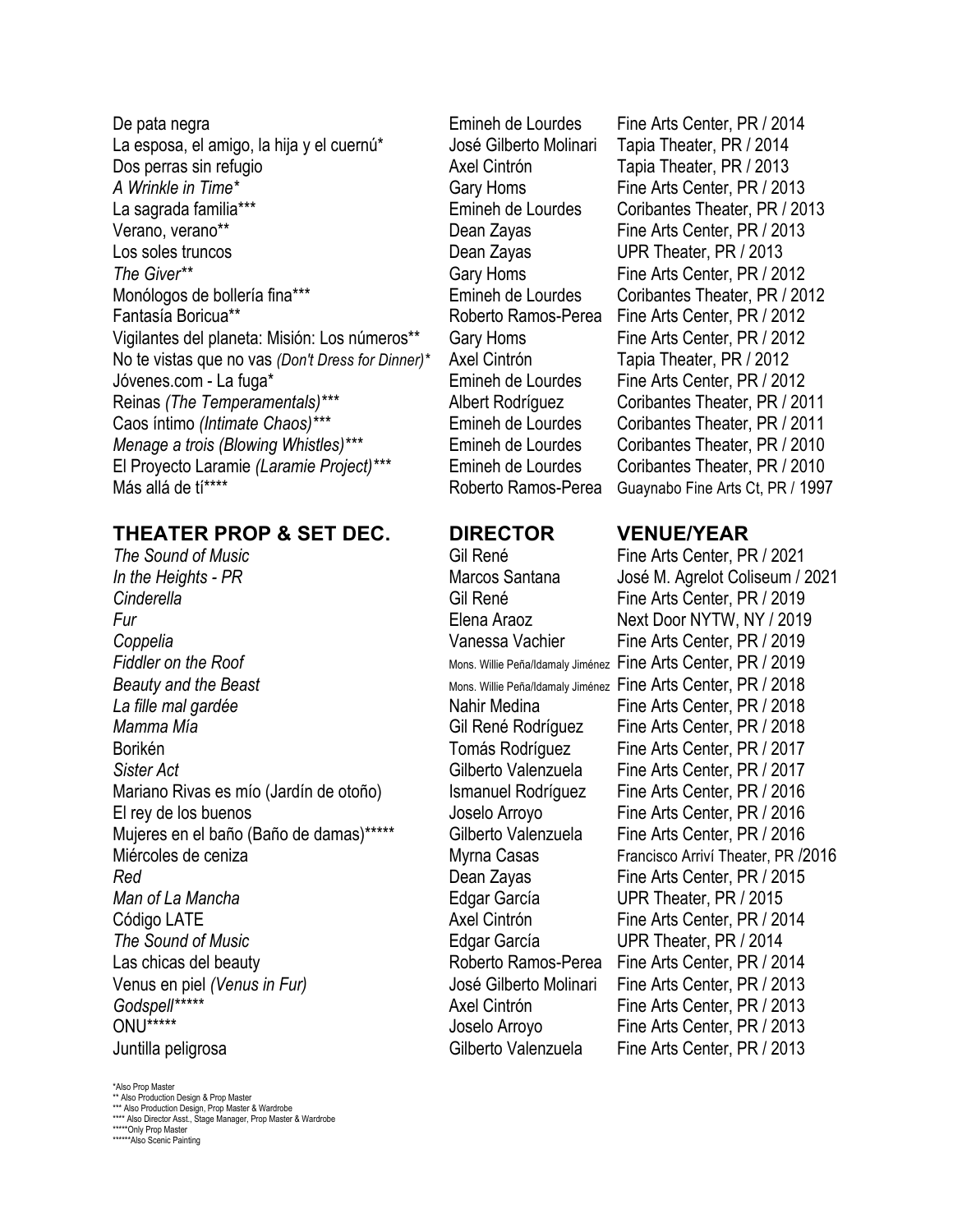| | | |
|---|---|---|
| De pata negra | Emineh de Lourdes | Fine Arts Center, PR / 2014 |
| La esposa, el amigo, la hija y el cuernú* | José Gilberto Molinari | Tapia Theater, PR / 2014 |
| Dos perras sin refugio | Axel Cintrón | Tapia Theater, PR / 2013 |
| *A Wrinkle in Time** | Gary Homs | Fine Arts Center, PR / 2013 |
| La sagrada familia*** | Emineh de Lourdes | Coribantes Theater, PR / 2013 |
| Verano, verano** | Dean Zayas | Fine Arts Center, PR / 2013 |
| Los soles truncos | Dean Zayas | UPR Theater, PR / 2013 |
| *The Giver*** | Gary Homs | Fine Arts Center, PR / 2012 |
| Monólogos de bollería fina*** | Emineh de Lourdes | Coribantes Theater, PR / 2012 |
| Fantasía Boricua** | Roberto Ramos-Perea | Fine Arts Center, PR / 2012 |
| Vigilantes del planeta: Misión: Los números** | Gary Homs | Fine Arts Center, PR / 2012 |
| No te vistas que no vas *(Don't Dress for Dinner)** | Axel Cintrón | Tapia Theater, PR / 2012 |
| Jóvenes.com - La fuga* | Emineh de Lourdes | Fine Arts Center, PR / 2012 |
| Reinas *(The Temperamentals)**** | Albert Rodríguez | Coribantes Theater, PR / 2011 |
| Caos íntimo *(Intimate Chaos)**** | Emineh de Lourdes | Coribantes Theater, PR / 2011 |
| *Menage a trois (Blowing Whistles)**** | Emineh de Lourdes | Coribantes Theater, PR / 2010 |
| El Proyecto Laramie *(Laramie Project)**** | Emineh de Lourdes | Coribantes Theater, PR / 2010 |
| Más allá de tí**** | Roberto Ramos-Perea | Guaynabo Fine Arts Ct, PR / 1997 |

| **THEATER PROP & SET DEC.** | **DIRECTOR** | **VENUE/YEAR** |
|---|---|---|
| *The Sound of Music* | Gil René | Fine Arts Center, PR / 2021 |
| *In the Heights - PR* | Marcos Santana | José M. Agrelot Coliseum / 2021 |
| *Cinderella* | Gil René | Fine Arts Center, PR / 2019 |
| *Fur* | Elena Araoz | Next Door NYTW, NY / 2019 |
| *Coppelia* | Vanessa Vachier | Fine Arts Center, PR / 2019 |
| *Fiddler on the Roof* | Mons. Willie Peña/Idamaly Jiménez | Fine Arts Center, PR / 2019 |
| *Beauty and the Beast* | Mons. Willie Peña/Idamaly Jiménez | Fine Arts Center, PR / 2018 |
| *La fille mal gardée* | Nahir Medina | Fine Arts Center, PR / 2018 |
| *Mamma Mía* | Gil René Rodríguez | Fine Arts Center, PR / 2018 |
| Borikén | Tomás Rodríguez | Fine Arts Center, PR / 2017 |
| *Sister Act* | Gilberto Valenzuela | Fine Arts Center, PR / 2017 |
| Mariano Rivas es mío (Jardín de otoño) | Ismanuel Rodríguez | Fine Arts Center, PR / 2016 |
| El rey de los buenos | Joselo Arroyo | Fine Arts Center, PR / 2016 |
| Mujeres en el baño (Baño de damas)***** | Gilberto Valenzuela | Fine Arts Center, PR / 2016 |
| Miércoles de ceniza | Myrna Casas | Francisco Arriví Theater, PR /2016 |
| *Red* | Dean Zayas | Fine Arts Center, PR / 2015 |
| *Man of La Mancha* | Edgar García | UPR Theater, PR / 2015 |
| Código LATE | Axel Cintrón | Fine Arts Center, PR / 2014 |
| *The Sound of Music* | Edgar García | UPR Theater, PR / 2014 |
| Las chicas del beauty | Roberto Ramos-Perea | Fine Arts Center, PR / 2014 |
| Venus en piel *(Venus in Fur)* | José Gilberto Molinari | Fine Arts Center, PR / 2013 |
| *Godspell****** | Axel Cintrón | Fine Arts Center, PR / 2013 |
| ONU***** | Joselo Arroyo | Fine Arts Center, PR / 2013 |
| Juntilla peligrosa | Gilberto Valenzuela | Fine Arts Center, PR / 2013 |

*Also Prop Master
** Also Production Design & Prop Master
*** Also Production Design, Prop Master & Wardrobe
**** Also Director Asst., Stage Manager, Prop Master & Wardrobe
*****Only Prop Master
******Also Scenic Painting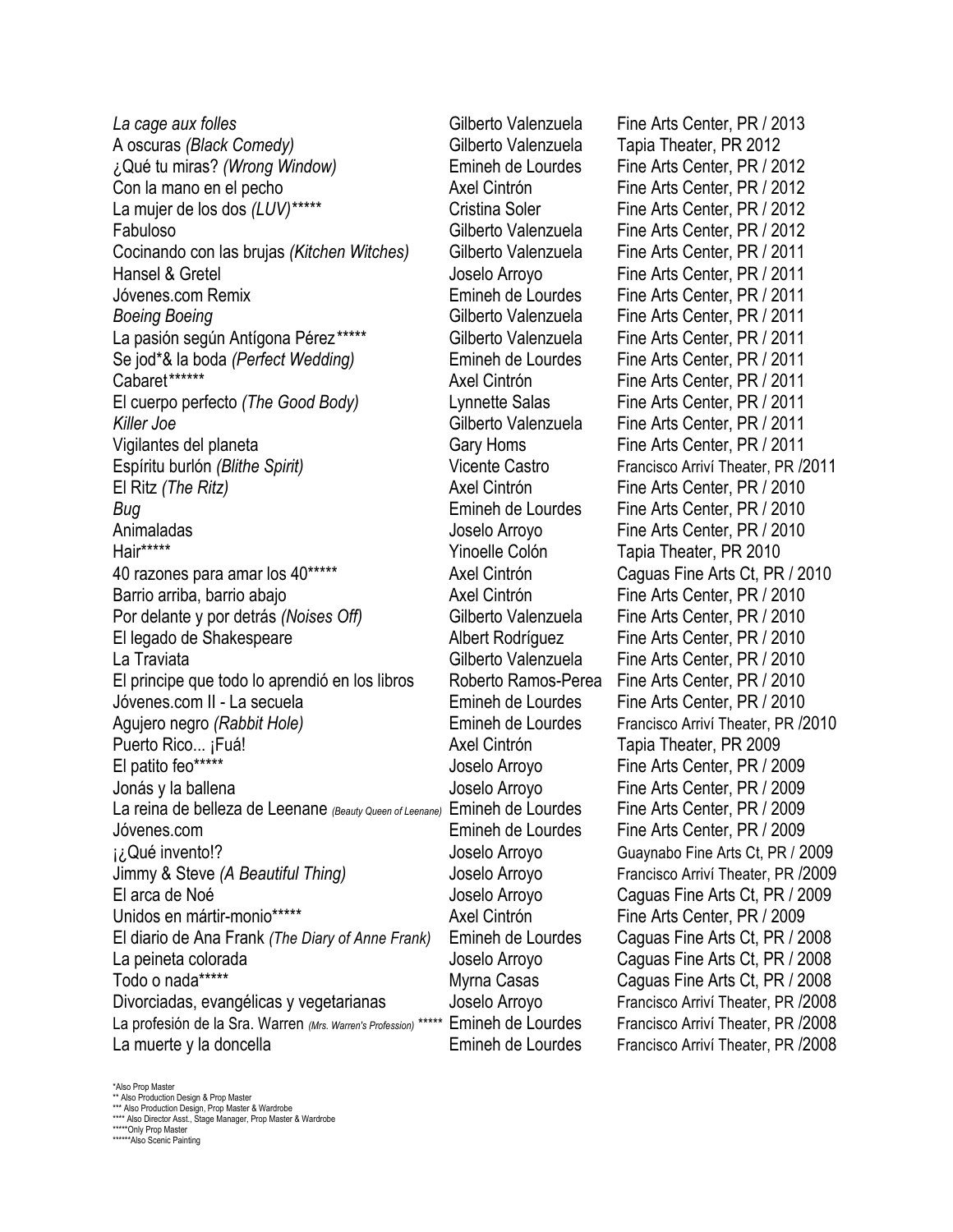| | | |
|---|---|---|
| *La cage aux folles* | Gilberto Valenzuela | Fine Arts Center, PR / 2013 |
| A oscuras *(Black Comedy)* | Gilberto Valenzuela | Tapia Theater, PR 2012 |
| ¿Qué tu miras? *(Wrong Window)* | Emineh de Lourdes | Fine Arts Center, PR / 2012 |
| Con la mano en el pecho | Axel Cintrón | Fine Arts Center, PR / 2012 |
| La mujer de los dos *(LUV)\*\*\*\*\** | Cristina Soler | Fine Arts Center, PR / 2012 |
| Fabuloso | Gilberto Valenzuela | Fine Arts Center, PR / 2012 |
| Cocinando con las brujas *(Kitchen Witches)* | Gilberto Valenzuela | Fine Arts Center, PR / 2011 |
| Hansel & Gretel | Joselo Arroyo | Fine Arts Center, PR / 2011 |
| Jóvenes.com Remix | Emineh de Lourdes | Fine Arts Center, PR / 2011 |
| *Boeing Boeing* | Gilberto Valenzuela | Fine Arts Center, PR / 2011 |
| La pasión según Antígona Pérez\*\*\*\*\* | Gilberto Valenzuela | Fine Arts Center, PR / 2011 |
| Se jod\*& la boda *(Perfect Wedding)* | Emineh de Lourdes | Fine Arts Center, PR / 2011 |
| Cabaret\*\*\*\*\*\* | Axel Cintrón | Fine Arts Center, PR / 2011 |
| El cuerpo perfecto *(The Good Body)* | Lynnette Salas | Fine Arts Center, PR / 2011 |
| *Killer Joe* | Gilberto Valenzuela | Fine Arts Center, PR / 2011 |
| Vigilantes del planeta | Gary Homs | Fine Arts Center, PR / 2011 |
| Espíritu burlón *(Blithe Spirit)* | Vicente Castro | Francisco Arriví Theater, PR /2011 |
| El Ritz *(The Ritz)* | Axel Cintrón | Fine Arts Center, PR / 2010 |
| *Bug* | Emineh de Lourdes | Fine Arts Center, PR / 2010 |
| Animaladas | Joselo Arroyo | Fine Arts Center, PR / 2010 |
| Hair\*\*\*\*\* | Yinoelle Colón | Tapia Theater, PR 2010 |
| 40 razones para amar los 40\*\*\*\*\* | Axel Cintrón | Caguas Fine Arts Ct, PR / 2010 |
| Barrio arriba, barrio abajo | Axel Cintrón | Fine Arts Center, PR / 2010 |
| Por delante y por detrás *(Noises Off)* | Gilberto Valenzuela | Fine Arts Center, PR / 2010 |
| El legado de Shakespeare | Albert Rodríguez | Fine Arts Center, PR / 2010 |
| La Traviata | Gilberto Valenzuela | Fine Arts Center, PR / 2010 |
| El principe que todo lo aprendió en los libros | Roberto Ramos-Perea | Fine Arts Center, PR / 2010 |
| Jóvenes.com II - La secuela | Emineh de Lourdes | Fine Arts Center, PR / 2010 |
| Agujero negro *(Rabbit Hole)* | Emineh de Lourdes | Francisco Arriví Theater, PR /2010 |
| Puerto Rico... ¡Fuá! | Axel Cintrón | Tapia Theater, PR 2009 |
| El patito feo\*\*\*\*\* | Joselo Arroyo | Fine Arts Center, PR / 2009 |
| Jonás y la ballena | Joselo Arroyo | Fine Arts Center, PR / 2009 |
| La reina de belleza de Leenane *(Beauty Queen of Leenane)* | Emineh de Lourdes | Fine Arts Center, PR / 2009 |
| Jóvenes.com | Emineh de Lourdes | Fine Arts Center, PR / 2009 |
| ¡¿Qué invento!? | Joselo Arroyo | Guaynabo Fine Arts Ct, PR / 2009 |
| Jimmy & Steve *(A Beautiful Thing)* | Joselo Arroyo | Francisco Arriví Theater, PR /2009 |
| El arca de Noé | Joselo Arroyo | Caguas Fine Arts Ct, PR / 2009 |
| Unidos en mártir-monio\*\*\*\*\* | Axel Cintrón | Fine Arts Center, PR / 2009 |
| El diario de Ana Frank *(The Diary of Anne Frank)* | Emineh de Lourdes | Caguas Fine Arts Ct, PR / 2008 |
| La peineta colorada | Joselo Arroyo | Caguas Fine Arts Ct, PR / 2008 |
| Todo o nada\*\*\*\*\* | Myrna Casas | Caguas Fine Arts Ct, PR / 2008 |
| Divorciadas, evangélicas y vegetarianas | Joselo Arroyo | Francisco Arriví Theater, PR /2008 |
| La profesión de la Sra. Warren *(Mrs. Warren's Profession)* \*\*\*\*\* | Emineh de Lourdes | Francisco Arriví Theater, PR /2008 |
| La muerte y la doncella | Emineh de Lourdes | Francisco Arriví Theater, PR /2008 |

*Also Prop Master
** Also Production Design & Prop Master
*** Also Production Design, Prop Master & Wardrobe
**** Also Director Asst., Stage Manager, Prop Master & Wardrobe
*****Only Prop Master
******Also Scenic Painting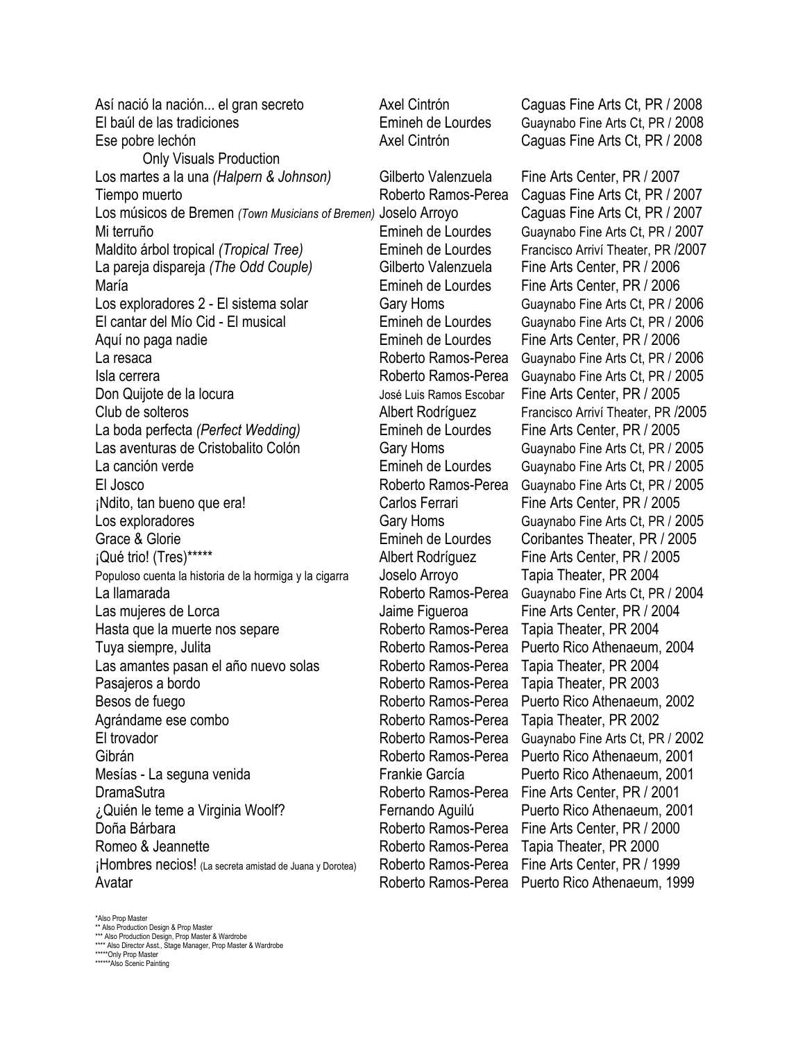| | | |
|---|---|---|
| Así nació la nación... el gran secreto | Axel Cintrón | Caguas Fine Arts Ct, PR / 2008 |
| El baúl de las tradiciones | Emineh de Lourdes | Guaynabo Fine Arts Ct, PR / 2008 |
| Ese pobre lechón | Axel Cintrón | Caguas Fine Arts Ct, PR / 2008 |
| Only Visuals Production | | |
| Los martes a la una *(Halpern & Johnson)* | Gilberto Valenzuela | Fine Arts Center, PR / 2007 |
| Tiempo muerto | Roberto Ramos-Perea | Caguas Fine Arts Ct, PR / 2007 |
| Los músicos de Bremen *(Town Musicians of Bremen)* | Joselo Arroyo | Caguas Fine Arts Ct, PR / 2007 |
| Mi terruño | Emineh de Lourdes | Guaynabo Fine Arts Ct, PR / 2007 |
| Maldito árbol tropical *(Tropical Tree)* | Emineh de Lourdes | Francisco Arriví Theater, PR /2007 |
| La pareja dispareja *(The Odd Couple)* | Gilberto Valenzuela | Fine Arts Center, PR / 2006 |
| María | Emineh de Lourdes | Fine Arts Center, PR / 2006 |
| Los exploradores 2 - El sistema solar | Gary Homs | Guaynabo Fine Arts Ct, PR / 2006 |
| El cantar del Mío Cid - El musical | Emineh de Lourdes | Guaynabo Fine Arts Ct, PR / 2006 |
| Aquí no paga nadie | Emineh de Lourdes | Fine Arts Center, PR / 2006 |
| La resaca | Roberto Ramos-Perea | Guaynabo Fine Arts Ct, PR / 2006 |
| Isla cerrera | Roberto Ramos-Perea | Guaynabo Fine Arts Ct, PR / 2005 |
| Don Quijote de la locura | José Luis Ramos Escobar | Fine Arts Center, PR / 2005 |
| Club de solteros | Albert Rodríguez | Francisco Arriví Theater, PR /2005 |
| La boda perfecta *(Perfect Wedding)* | Emineh de Lourdes | Fine Arts Center, PR / 2005 |
| Las aventuras de Cristobalito Colón | Gary Homs | Guaynabo Fine Arts Ct, PR / 2005 |
| La canción verde | Emineh de Lourdes | Guaynabo Fine Arts Ct, PR / 2005 |
| El Josco | Roberto Ramos-Perea | Guaynabo Fine Arts Ct, PR / 2005 |
| ¡Ndito, tan bueno que era! | Carlos Ferrari | Fine Arts Center, PR / 2005 |
| Los exploradores | Gary Homs | Guaynabo Fine Arts Ct, PR / 2005 |
| Grace & Glorie | Emineh de Lourdes | Coribantes Theater, PR / 2005 |
| ¡Qué trio! (Tres)***** | Albert Rodríguez | Fine Arts Center, PR / 2005 |
| Populoso cuenta la historia de la hormiga y la cigarra | Joselo Arroyo | Tapia Theater, PR 2004 |
| La llamarada | Roberto Ramos-Perea | Guaynabo Fine Arts Ct, PR / 2004 |
| Las mujeres de Lorca | Jaime Figueroa | Fine Arts Center, PR / 2004 |
| Hasta que la muerte nos separe | Roberto Ramos-Perea | Tapia Theater, PR 2004 |
| Tuya siempre, Julita | Roberto Ramos-Perea | Puerto Rico Athenaeum, 2004 |
| Las amantes pasan el año nuevo solas | Roberto Ramos-Perea | Tapia Theater, PR 2004 |
| Pasajeros a bordo | Roberto Ramos-Perea | Tapia Theater, PR 2003 |
| Besos de fuego | Roberto Ramos-Perea | Puerto Rico Athenaeum, 2002 |
| Agrándame ese combo | Roberto Ramos-Perea | Tapia Theater, PR 2002 |
| El trovador | Roberto Ramos-Perea | Guaynabo Fine Arts Ct, PR / 2002 |
| Gibrán | Roberto Ramos-Perea | Puerto Rico Athenaeum, 2001 |
| Mesías - La seguna venida | Frankie García | Puerto Rico Athenaeum, 2001 |
| DramaSutra | Roberto Ramos-Perea | Fine Arts Center, PR / 2001 |
| ¿Quién le teme a Virginia Woolf? | Fernando Aguilú | Puerto Rico Athenaeum, 2001 |
| Doña Bárbara | Roberto Ramos-Perea | Fine Arts Center, PR / 2000 |
| Romeo & Jeannette | Roberto Ramos-Perea | Tapia Theater, PR 2000 |
| ¡Hombres necios! (La secreta amistad de Juana y Dorotea) | Roberto Ramos-Perea | Fine Arts Center, PR / 1999 |
| Avatar | Roberto Ramos-Perea | Puerto Rico Athenaeum, 1999 |

*Also Prop Master
** Also Production Design & Prop Master
*** Also Production Design, Prop Master & Wardrobe
**** Also Director Asst., Stage Manager, Prop Master & Wardrobe
*****Only Prop Master
******Also Scenic Painting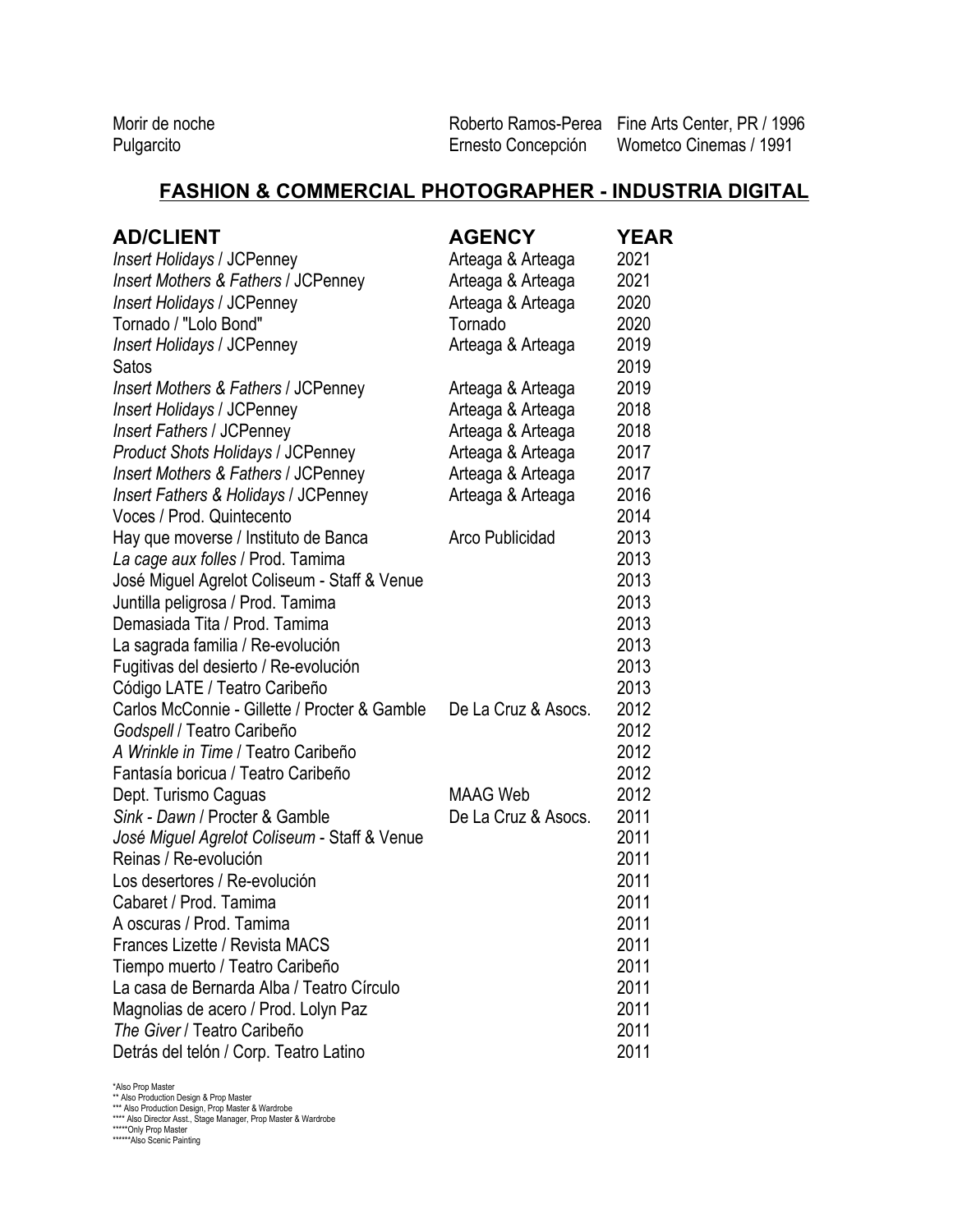| | | |
|---|---|---|
| Morir de noche | Roberto Ramos-Perea | Fine Arts Center, PR / 1996 |
| Pulgarcito | Ernesto Concepción | Wometco Cinemas / 1991 |

## FASHION & COMMERCIAL PHOTOGRAPHER - INDUSTRIA DIGITAL

| AD/CLIENT | AGENCY | YEAR |
|---|---|---|
| *Insert Holidays* / JCPenney | Arteaga & Arteaga | 2021 |
| *Insert Mothers & Fathers* / JCPenney | Arteaga & Arteaga | 2021 |
| *Insert Holidays* / JCPenney | Arteaga & Arteaga | 2020 |
| Tornado / "Lolo Bond" | Tornado | 2020 |
| *Insert Holidays* / JCPenney | Arteaga & Arteaga | 2019 |
| Satos | | 2019 |
| *Insert Mothers & Fathers* / JCPenney | Arteaga & Arteaga | 2019 |
| *Insert Holidays* / JCPenney | Arteaga & Arteaga | 2018 |
| *Insert Fathers* / JCPenney | Arteaga & Arteaga | 2018 |
| *Product Shots Holidays* / JCPenney | Arteaga & Arteaga | 2017 |
| *Insert Mothers & Fathers* / JCPenney | Arteaga & Arteaga | 2017 |
| *Insert Fathers & Holidays* / JCPenney | Arteaga & Arteaga | 2016 |
| Voces / Prod. Quintecento | | 2014 |
| Hay que moverse / Instituto de Banca | Arco Publicidad | 2013 |
| *La cage aux folles* / Prod. Tamima | | 2013 |
| José Miguel Agrelot Coliseum - Staff & Venue | | 2013 |
| Juntilla peligrosa / Prod. Tamima | | 2013 |
| Demasiada Tita / Prod. Tamima | | 2013 |
| La sagrada familia / Re-evolución | | 2013 |
| Fugitivas del desierto / Re-evolución | | 2013 |
| Código LATE / Teatro Caribeño | | 2013 |
| Carlos McConnie - Gillette / Procter & Gamble | De La Cruz & Asocs. | 2012 |
| *Godspell* / Teatro Caribeño | | 2012 |
| *A Wrinkle in Time* / Teatro Caribeño | | 2012 |
| Fantasía boricua / Teatro Caribeño | | 2012 |
| Dept. Turismo Caguas | MAAG Web | 2012 |
| *Sink - Dawn* / Procter & Gamble | De La Cruz & Asocs. | 2011 |
| *José Miguel Agrelot Coliseum* - Staff & Venue | | 2011 |
| Reinas / Re-evolución | | 2011 |
| Los desertores / Re-evolución | | 2011 |
| Cabaret / Prod. Tamima | | 2011 |
| A oscuras / Prod. Tamima | | 2011 |
| Frances Lizette / Revista MACS | | 2011 |
| Tiempo muerto / Teatro Caribeño | | 2011 |
| La casa de Bernarda Alba / Teatro Círculo | | 2011 |
| Magnolias de acero / Prod. Lolyn Paz | | 2011 |
| *The Giver* / Teatro Caribeño | | 2011 |
| Detrás del telón / Corp. Teatro Latino | | 2011 |

*Also Prop Master
** Also Production Design & Prop Master
*** Also Production Design, Prop Master & Wardrobe
**** Also Director Asst., Stage Manager, Prop Master & Wardrobe
*****Only Prop Master
******Also Scenic Painting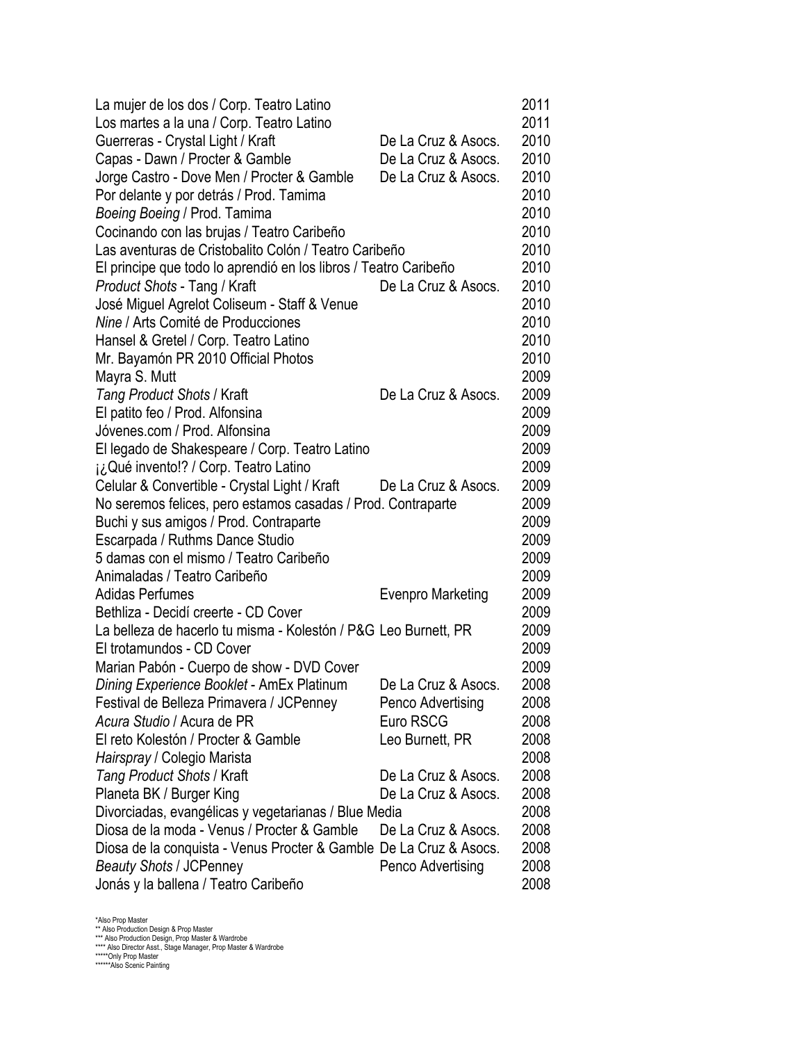| | | |
|---|---|---|
| La mujer de los dos / Corp. Teatro Latino | | 2011 |
| Los martes a la una / Corp. Teatro Latino | | 2011 |
| Guerreras - Crystal Light / Kraft | De La Cruz & Asocs. | 2010 |
| Capas - Dawn / Procter & Gamble | De La Cruz & Asocs. | 2010 |
| Jorge Castro - Dove Men / Procter & Gamble | De La Cruz & Asocs. | 2010 |
| Por delante y por detrás / Prod. Tamima | | 2010 |
| *Boeing Boeing* / Prod. Tamima | | 2010 |
| Cocinando con las brujas / Teatro Caribeño | | 2010 |
| Las aventuras de Cristobalito Colón / Teatro Caribeño | | 2010 |
| El principe que todo lo aprendió en los libros / Teatro Caribeño | | 2010 |
| *Product Shots* - Tang / Kraft | De La Cruz & Asocs. | 2010 |
| José Miguel Agrelot Coliseum - Staff & Venue | | 2010 |
| *Nine* / Arts Comité de Producciones | | 2010 |
| Hansel & Gretel / Corp. Teatro Latino | | 2010 |
| Mr. Bayamón PR 2010 Official Photos | | 2010 |
| Mayra S. Mutt | | 2009 |
| *Tang Product Shots* / Kraft | De La Cruz & Asocs. | 2009 |
| El patito feo / Prod. Alfonsina | | 2009 |
| Jóvenes.com / Prod. Alfonsina | | 2009 |
| El legado de Shakespeare / Corp. Teatro Latino | | 2009 |
| ¡¿Qué invento!? / Corp. Teatro Latino | | 2009 |
| Celular & Convertible - Crystal Light / Kraft | De La Cruz & Asocs. | 2009 |
| No seremos felices, pero estamos casadas / Prod. Contraparte | | 2009 |
| Buchi y sus amigos / Prod. Contraparte | | 2009 |
| Escarpada / Ruthms Dance Studio | | 2009 |
| 5 damas con el mismo / Teatro Caribeño | | 2009 |
| Animaladas / Teatro Caribeño | | 2009 |
| Adidas Perfumes | Evenpro Marketing | 2009 |
| Bethliza - Decidí creerte - CD Cover | | 2009 |
| La belleza de hacerlo tu misma - Kolestón / P&G | Leo Burnett, PR | 2009 |
| El trotamundos - CD Cover | | 2009 |
| Marian Pabón - Cuerpo de show - DVD Cover | | 2009 |
| *Dining Experience Booklet* - AmEx Platinum | De La Cruz & Asocs. | 2008 |
| Festival de Belleza Primavera / JCPenney | Penco Advertising | 2008 |
| *Acura Studio* / Acura de PR | Euro RSCG | 2008 |
| El reto Kolestón / Procter & Gamble | Leo Burnett, PR | 2008 |
| *Hairspray* / Colegio Marista | | 2008 |
| *Tang Product Shots* / Kraft | De La Cruz & Asocs. | 2008 |
| Planeta BK / Burger King | De La Cruz & Asocs. | 2008 |
| Divorciadas, evangélicas y vegetarianas / Blue Media | | 2008 |
| Diosa de la moda - Venus / Procter & Gamble | De La Cruz & Asocs. | 2008 |
| Diosa de la conquista - Venus Procter & Gamble | De La Cruz & Asocs. | 2008 |
| *Beauty Shots* / JCPenney | Penco Advertising | 2008 |
| Jonás y la ballena / Teatro Caribeño | | 2008 |

*Also Prop Master
** Also Production Design & Prop Master
*** Also Production Design, Prop Master & Wardrobe
**** Also Director Asst., Stage Manager, Prop Master & Wardrobe
*****Only Prop Master
******Also Scenic Painting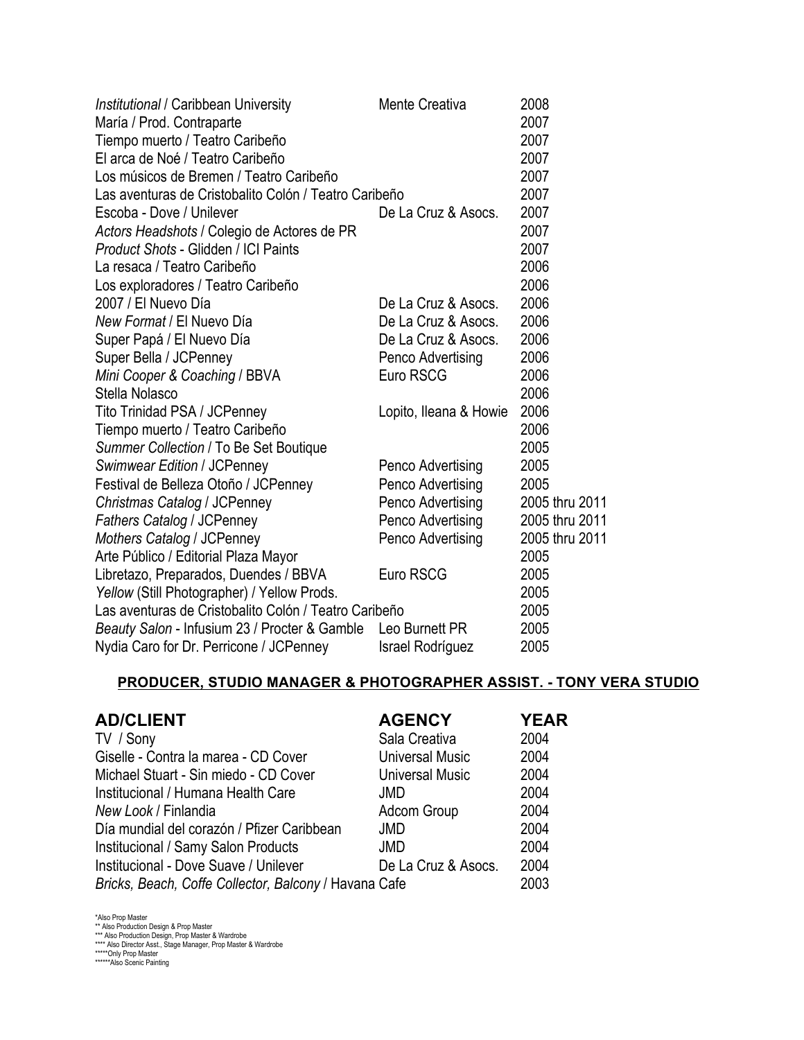| | | |
|---|---|---|
| *Institutional* / Caribbean University | Mente Creativa | 2008 |
| María / Prod. Contraparte | | 2007 |
| Tiempo muerto / Teatro Caribeño | | 2007 |
| El arca de Noé / Teatro Caribeño | | 2007 |
| Los músicos de Bremen / Teatro Caribeño | | 2007 |
| Las aventuras de Cristobalito Colón / Teatro Caribeño | | 2007 |
| Escoba - Dove / Unilever | De La Cruz & Asocs. | 2007 |
| *Actors Headshots* / Colegio de Actores de PR | | 2007 |
| *Product Shots* - Glidden / ICI Paints | | 2007 |
| La resaca / Teatro Caribeño | | 2006 |
| Los exploradores / Teatro Caribeño | | 2006 |
| 2007 / El Nuevo Día | De La Cruz & Asocs. | 2006 |
| *New Format* / El Nuevo Día | De La Cruz & Asocs. | 2006 |
| Super Papá / El Nuevo Día | De La Cruz & Asocs. | 2006 |
| Super Bella / JCPenney | Penco Advertising | 2006 |
| *Mini Cooper & Coaching* / BBVA | Euro RSCG | 2006 |
| Stella Nolasco | | 2006 |
| Tito Trinidad PSA / JCPenney | Lopito, Ileana & Howie | 2006 |
| Tiempo muerto / Teatro Caribeño | | 2006 |
| *Summer Collection* / To Be Set Boutique | | 2005 |
| *Swimwear Edition* / JCPenney | Penco Advertising | 2005 |
| Festival de Belleza Otoño / JCPenney | Penco Advertising | 2005 |
| *Christmas Catalog* / JCPenney | Penco Advertising | 2005 thru 2011 |
| *Fathers Catalog* / JCPenney | Penco Advertising | 2005 thru 2011 |
| *Mothers Catalog* / JCPenney | Penco Advertising | 2005 thru 2011 |
| Arte Público / Editorial Plaza Mayor | | 2005 |
| Libretazo, Preparados, Duendes / BBVA | Euro RSCG | 2005 |
| *Yellow* (Still Photographer) / Yellow Prods. | | 2005 |
| Las aventuras de Cristobalito Colón / Teatro Caribeño | | 2005 |
| *Beauty Salon* - Infusium 23 / Procter & Gamble | Leo Burnett PR | 2005 |
| Nydia Caro for Dr. Perricone / JCPenney | Israel Rodríguez | 2005 |

## PRODUCER, STUDIO MANAGER & PHOTOGRAPHER ASSIST. - TONY VERA STUDIO

| AD/CLIENT | AGENCY | YEAR |
|---|---|---|
| TV / Sony | Sala Creativa | 2004 |
| Giselle - Contra la marea - CD Cover | Universal Music | 2004 |
| Michael Stuart - Sin miedo - CD Cover | Universal Music | 2004 |
| Institucional / Humana Health Care | JMD | 2004 |
| *New Look* / Finlandia | Adcom Group | 2004 |
| Día mundial del corazón / Pfizer Caribbean | JMD | 2004 |
| Institucional / Samy Salon Products | JMD | 2004 |
| Institucional - Dove Suave / Unilever | De La Cruz & Asocs. | 2004 |
| *Bricks, Beach, Coffe Collector, Balcony* / Havana Cafe | | 2003 |

*Also Prop Master
** Also Production Design & Prop Master
*** Also Production Design, Prop Master & Wardrobe
**** Also Director Asst., Stage Manager, Prop Master & Wardrobe
*****Only Prop Master
******Also Scenic Painting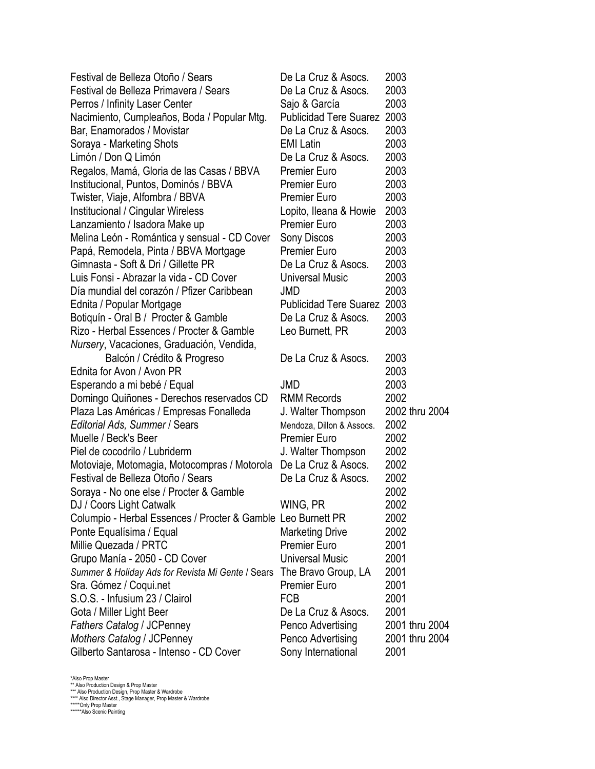| | | |
|---|---|---|
| Festival de Belleza Otoño / Sears | De La Cruz & Asocs. | 2003 |
| Festival de Belleza Primavera / Sears | De La Cruz & Asocs. | 2003 |
| Perros / Infinity Laser Center | Sajo & García | 2003 |
| Nacimiento, Cumpleaños, Boda / Popular Mtg. | Publicidad Tere Suarez | 2003 |
| Bar, Enamorados / Movistar | De La Cruz & Asocs. | 2003 |
| Soraya - Marketing Shots | EMI Latin | 2003 |
| Limón / Don Q Limón | De La Cruz & Asocs. | 2003 |
| Regalos, Mamá, Gloria de las Casas / BBVA | Premier Euro | 2003 |
| Institucional, Puntos, Dominós / BBVA | Premier Euro | 2003 |
| Twister, Viaje, Alfombra / BBVA | Premier Euro | 2003 |
| Institucional / Cingular Wireless | Lopito, Ileana & Howie | 2003 |
| Lanzamiento / Isadora Make up | Premier Euro | 2003 |
| Melina León - Romántica y sensual - CD Cover | Sony Discos | 2003 |
| Papá, Remodela, Pinta / BBVA Mortgage | Premier Euro | 2003 |
| Gimnasta - Soft & Dri / Gillette PR | De La Cruz & Asocs. | 2003 |
| Luis Fonsi - Abrazar la vida - CD Cover | Universal Music | 2003 |
| Día mundial del corazón / Pfizer Caribbean | JMD | 2003 |
| Ednita / Popular Mortgage | Publicidad Tere Suarez | 2003 |
| Botiquín - Oral B / Procter & Gamble | De La Cruz & Asocs. | 2003 |
| Rizo - Herbal Essences / Procter & Gamble | Leo Burnett, PR | 2003 |
| *Nursery*, Vacaciones, Graduación, Vendida, Balcón / Crédito & Progreso | De La Cruz & Asocs. | 2003 |
| Ednita for Avon / Avon PR | | 2003 |
| Esperando a mi bebé / Equal | JMD | 2003 |
| Domingo Quiñones - Derechos reservados CD | RMM Records | 2002 |
| Plaza Las Américas / Empresas Fonalleda | J. Walter Thompson | 2002 thru 2004 |
| *Editorial Ads, Summer* / Sears | Mendoza, Dillon & Assocs. | 2002 |
| Muelle / Beck's Beer | Premier Euro | 2002 |
| Piel de cocodrilo / Lubriderm | J. Walter Thompson | 2002 |
| Motoviaje, Motomagia, Motocompras / Motorola | De La Cruz & Asocs. | 2002 |
| Festival de Belleza Otoño / Sears | De La Cruz & Asocs. | 2002 |
| Soraya - No one else / Procter & Gamble | | 2002 |
| DJ / Coors Light Catwalk | WING, PR | 2002 |
| Columpio - Herbal Essences / Procter & Gamble | Leo Burnett PR | 2002 |
| Ponte Equalísima / Equal | Marketing Drive | 2002 |
| Millie Quezada / PRTC | Premier Euro | 2001 |
| Grupo Manía - 2050 - CD Cover | Universal Music | 2001 |
| *Summer & Holiday Ads for Revista Mi Gente* / Sears | The Bravo Group, LA | 2001 |
| Sra. Gómez / Coqui.net | Premier Euro | 2001 |
| S.O.S. - Infusium 23 / Clairol | FCB | 2001 |
| Gota / Miller Light Beer | De La Cruz & Asocs. | 2001 |
| *Fathers Catalog* / JCPenney | Penco Advertising | 2001 thru 2004 |
| *Mothers Catalog* / JCPenney | Penco Advertising | 2001 thru 2004 |
| Gilberto Santarosa - Intenso - CD Cover | Sony International | 2001 |

*Also Prop Master
** Also Production Design & Prop Master
*** Also Production Design, Prop Master & Wardrobe
**** Also Director Asst., Stage Manager, Prop Master & Wardrobe
*****Only Prop Master
******Also Scenic Painting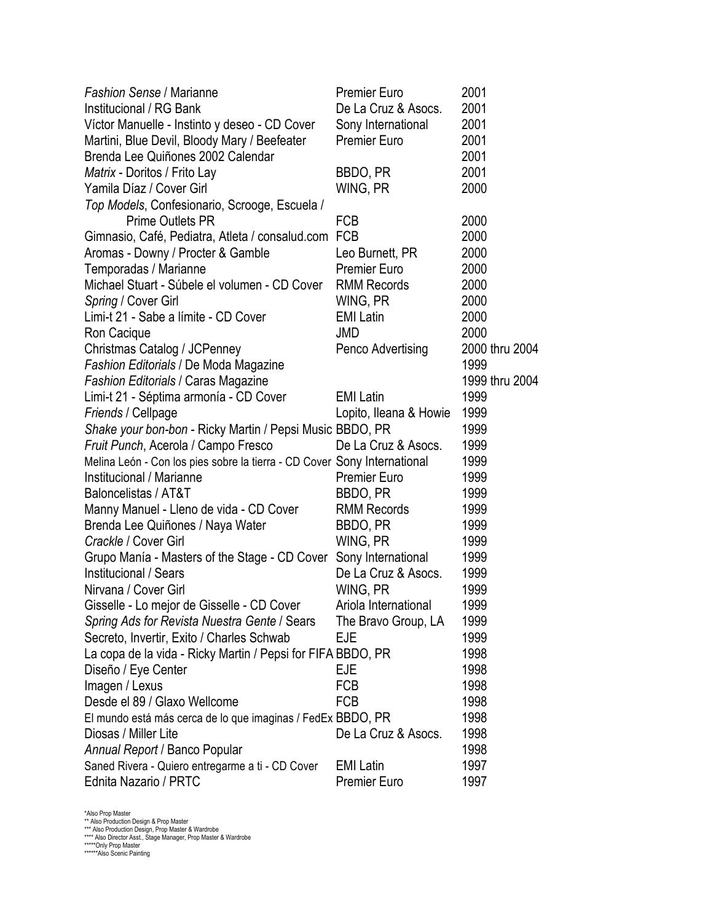| | | |
|---|---|---|
| *Fashion Sense* / Marianne | Premier Euro | 2001 |
| Institucional / RG Bank | De La Cruz & Asocs. | 2001 |
| Víctor Manuelle - Instinto y deseo - CD Cover | Sony International | 2001 |
| Martini, Blue Devil, Bloody Mary / Beefeater | Premier Euro | 2001 |
| Brenda Lee Quiñones 2002 Calendar | | 2001 |
| *Matrix* - Doritos / Frito Lay | BBDO, PR | 2001 |
| Yamila Díaz / Cover Girl | WING, PR | 2000 |
| *Top Models*, Confesionario, Scrooge, Escuela / Prime Outlets PR | FCB | 2000 |
| Gimnasio, Café, Pediatra, Atleta / consalud.com | FCB | 2000 |
| Aromas - Downy / Procter & Gamble | Leo Burnett, PR | 2000 |
| Temporadas / Marianne | Premier Euro | 2000 |
| Michael Stuart - Súbele el volumen - CD Cover | RMM Records | 2000 |
| *Spring* / Cover Girl | WING, PR | 2000 |
| Limi-t 21 - Sabe a límite - CD Cover | EMI Latin | 2000 |
| Ron Cacique | JMD | 2000 |
| Christmas Catalog / JCPenney | Penco Advertising | 2000 thru 2004 |
| *Fashion Editorials* / De Moda Magazine | | 1999 |
| *Fashion Editorials* / Caras Magazine | | 1999 thru 2004 |
| Limi-t 21 - Séptima armonía - CD Cover | EMI Latin | 1999 |
| *Friends* / Cellpage | Lopito, Ileana & Howie | 1999 |
| *Shake your bon-bon* - Ricky Martin / Pepsi Music | BBDO, PR | 1999 |
| *Fruit Punch*, Acerola / Campo Fresco | De La Cruz & Asocs. | 1999 |
| Melina León - Con los pies sobre la tierra - CD Cover | Sony International | 1999 |
| Institucional / Marianne | Premier Euro | 1999 |
| Baloncelistas / AT&T | BBDO, PR | 1999 |
| Manny Manuel - Lleno de vida - CD Cover | RMM Records | 1999 |
| Brenda Lee Quiñones / Naya Water | BBDO, PR | 1999 |
| *Crackle* / Cover Girl | WING, PR | 1999 |
| Grupo Manía - Masters of the Stage - CD Cover | Sony International | 1999 |
| Institucional / Sears | De La Cruz & Asocs. | 1999 |
| Nirvana / Cover Girl | WING, PR | 1999 |
| Gisselle - Lo mejor de Gisselle - CD Cover | Ariola International | 1999 |
| *Spring Ads for Revista Nuestra Gente* / Sears | The Bravo Group, LA | 1999 |
| Secreto, Invertir, Exito / Charles Schwab | EJE | 1999 |
| La copa de la vida - Ricky Martin / Pepsi for FIFA | BBDO, PR | 1998 |
| Diseño / Eye Center | EJE | 1998 |
| Imagen / Lexus | FCB | 1998 |
| Desde el 89 / Glaxo Wellcome | FCB | 1998 |
| El mundo está más cerca de lo que imaginas / FedEx | BBDO, PR | 1998 |
| Diosas / Miller Lite | De La Cruz & Asocs. | 1998 |
| *Annual Report* / Banco Popular | | 1998 |
| Saned Rivera - Quiero entregarme a ti - CD Cover | EMI Latin | 1997 |
| Ednita Nazario / PRTC | Premier Euro | 1997 |

*Also Prop Master
** Also Production Design & Prop Master
*** Also Production Design, Prop Master & Wardrobe
**** Also Director Asst., Stage Manager, Prop Master & Wardrobe
*****Only Prop Master
******Also Scenic Painting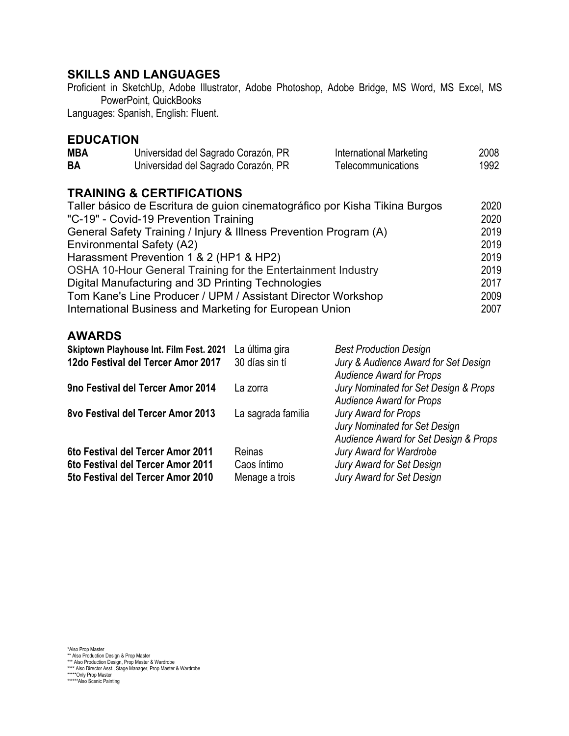## SKILLS AND LANGUAGES

Proficient in SketchUp, Adobe Illustrator, Adobe Photoshop, Adobe Bridge, MS Word, MS Excel, MS PowerPoint, QuickBooks

Languages: Spanish, English: Fluent.

## EDUCATION

| | | | |
|---|---|---|---|
| **MBA** | Universidad del Sagrado Corazón, PR | International Marketing | 2008 |
| **BA** | Universidad del Sagrado Corazón, PR | Telecommunications | 1992 |

## TRAINING & CERTIFICATIONS

| | |
|---|---|
| Taller básico de Escritura de guion cinematográfico por Kisha Tikina Burgos | 2020 |
| "C-19" - Covid-19 Prevention Training | 2020 |
| General Safety Training / Injury & Illness Prevention Program (A) | 2019 |
| Environmental Safety (A2) | 2019 |
| Harassment Prevention 1 & 2 (HP1 & HP2) | 2019 |
| OSHA 10-Hour General Training for the Entertainment Industry | 2019 |
| Digital Manufacturing and 3D Printing Technologies | 2017 |
| Tom Kane's Line Producer / UPM / Assistant Director Workshop | 2009 |
| International Business and Marketing for European Union | 2007 |

## AWARDS

| | | |
|---|---|---|
| **Skiptown Playhouse Int. Film Fest. 2021** | La última gira | *Best Production Design* |
| **12do Festival del Tercer Amor 2017** | 30 días sin tí | *Jury & Audience Award for Set Design*<br>*Audience Award for Props* |
| **9no Festival del Tercer Amor 2014** | La zorra | *Jury Nominated for Set Design & Props*<br>*Audience Award for Props* |
| **8vo Festival del Tercer Amor 2013** | La sagrada familia | *Jury Award for Props*<br>*Jury Nominated for Set Design*<br>*Audience Award for Set Design & Props* |
| **6to Festival del Tercer Amor 2011** | Reinas | *Jury Award for Wardrobe* |
| **6to Festival del Tercer Amor 2011** | Caos íntimo | *Jury Award for Set Design* |
| **5to Festival del Tercer Amor 2010** | Menage a trois | *Jury Award for Set Design* |

*Also Prop Master
** Also Production Design & Prop Master
*** Also Production Design, Prop Master & Wardrobe
**** Also Director Asst., Stage Manager, Prop Master & Wardrobe
*****Only Prop Master
******Also Scenic Painting